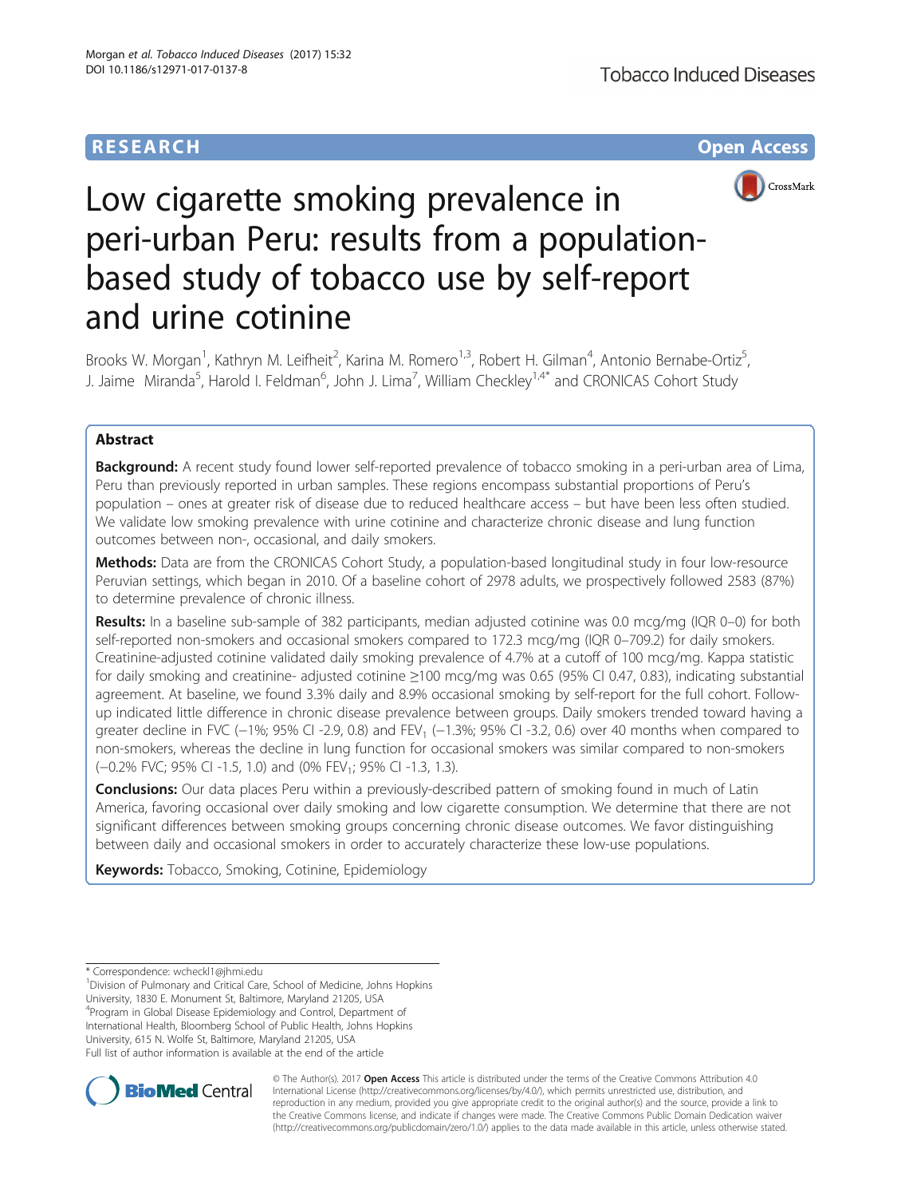RESEARCH

Open Access

# Low cigarette smoking prevalence in peri-urban Peru: results from a population-based study of tobacco use by self-report and urine cotinine

Brooks W. Morgan[1], Kathryn M. Leifheit[2], Karina M. Romero[1,3], Robert H. Gilman[4], Antonio Bernabe-Ortiz[5], J. Jaime Miranda[5], Harold I. Feldman[6], John J. Lima[7], William Checkley[1,4*] and CRONICAS Cohort Study

## Abstract

**Background:** A recent study found lower self-reported prevalence of tobacco smoking in a peri-urban area of Lima, Peru than previously reported in urban samples. These regions encompass substantial proportions of Peru's population – ones at greater risk of disease due to reduced healthcare access – but have been less often studied. We validate low smoking prevalence with urine cotinine and characterize chronic disease and lung function outcomes between non-, occasional, and daily smokers.

**Methods:** Data are from the CRONICAS Cohort Study, a population-based longitudinal study in four low-resource Peruvian settings, which began in 2010. Of a baseline cohort of 2978 adults, we prospectively followed 2583 (87%) to determine prevalence of chronic illness.

**Results:** In a baseline sub-sample of 382 participants, median adjusted cotinine was 0.0 mcg/mg (IQR 0–0) for both self-reported non-smokers and occasional smokers compared to 172.3 mcg/mg (IQR 0–709.2) for daily smokers. Creatinine-adjusted cotinine validated daily smoking prevalence of 4.7% at a cutoff of 100 mcg/mg. Kappa statistic for daily smoking and creatinine- adjusted cotinine ≥100 mcg/mg was 0.65 (95% CI 0.47, 0.83), indicating substantial agreement. At baseline, we found 3.3% daily and 8.9% occasional smoking by self-report for the full cohort. Follow-up indicated little difference in chronic disease prevalence between groups. Daily smokers trended toward having a greater decline in FVC (−1%; 95% CI -2.9, 0.8) and $FEV_1$ (−1.3%; 95% CI -3.2, 0.6) over 40 months when compared to non-smokers, whereas the decline in lung function for occasional smokers was similar compared to non-smokers (−0.2% FVC; 95% CI -1.5, 1.0) and (0% $FEV_1$; 95% CI -1.3, 1.3).

**Conclusions:** Our data places Peru within a previously-described pattern of smoking found in much of Latin America, favoring occasional over daily smoking and low cigarette consumption. We determine that there are not significant differences between smoking groups concerning chronic disease outcomes. We favor distinguishing between daily and occasional smokers in order to accurately characterize these low-use populations.

**Keywords:** Tobacco, Smoking, Cotinine, Epidemiology

\* Correspondence: wcheckl1@jhmi.edu
[1]Division of Pulmonary and Critical Care, School of Medicine, Johns Hopkins University, 1830 E. Monument St, Baltimore, Maryland 21205, USA
[4]Program in Global Disease Epidemiology and Control, Department of International Health, Bloomberg School of Public Health, Johns Hopkins University, 615 N. Wolfe St, Baltimore, Maryland 21205, USA
Full list of author information is available at the end of the article

© The Author(s). 2017 **Open Access** This article is distributed under the terms of the Creative Commons Attribution 4.0 International License (http://creativecommons.org/licenses/by/4.0/), which permits unrestricted use, distribution, and reproduction in any medium, provided you give appropriate credit to the original author(s) and the source, provide a link to the Creative Commons license, and indicate if changes were made. The Creative Commons Public Domain Dedication waiver (http://creativecommons.org/publicdomain/zero/1.0/) applies to the data made available in this article, unless otherwise stated.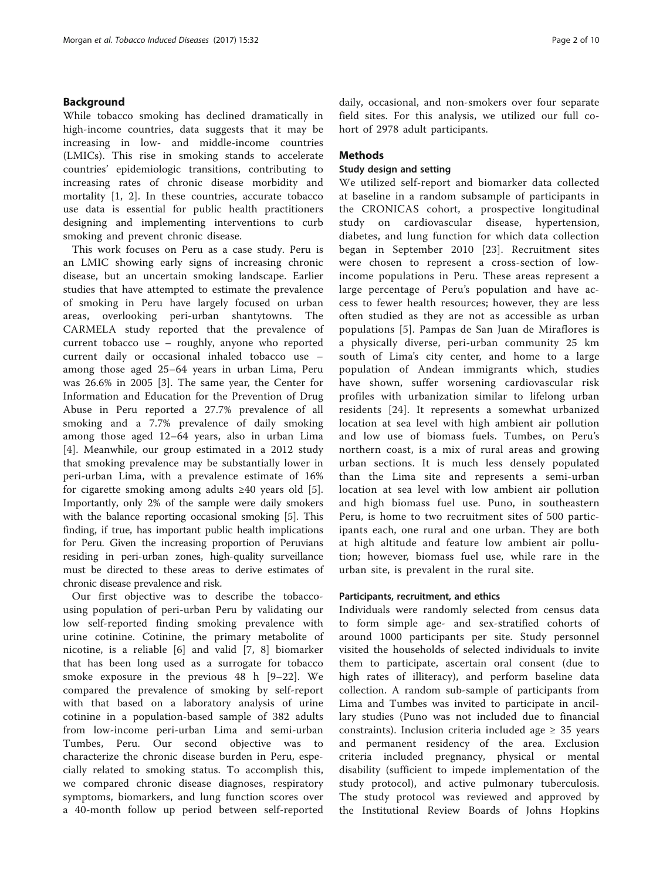## Background

While tobacco smoking has declined dramatically in high-income countries, data suggests that it may be increasing in low- and middle-income countries (LMICs). This rise in smoking stands to accelerate countries' epidemiologic transitions, contributing to increasing rates of chronic disease morbidity and mortality [1, 2]. In these countries, accurate tobacco use data is essential for public health practitioners designing and implementing interventions to curb smoking and prevent chronic disease.

This work focuses on Peru as a case study. Peru is an LMIC showing early signs of increasing chronic disease, but an uncertain smoking landscape. Earlier studies that have attempted to estimate the prevalence of smoking in Peru have largely focused on urban areas, overlooking peri-urban shantytowns. The CARMELA study reported that the prevalence of current tobacco use – roughly, anyone who reported current daily or occasional inhaled tobacco use – among those aged 25–64 years in urban Lima, Peru was 26.6% in 2005 [3]. The same year, the Center for Information and Education for the Prevention of Drug Abuse in Peru reported a 27.7% prevalence of all smoking and a 7.7% prevalence of daily smoking among those aged 12–64 years, also in urban Lima [4]. Meanwhile, our group estimated in a 2012 study that smoking prevalence may be substantially lower in peri-urban Lima, with a prevalence estimate of 16% for cigarette smoking among adults ≥40 years old [5]. Importantly, only 2% of the sample were daily smokers with the balance reporting occasional smoking [5]. This finding, if true, has important public health implications for Peru. Given the increasing proportion of Peruvians residing in peri-urban zones, high-quality surveillance must be directed to these areas to derive estimates of chronic disease prevalence and risk.

Our first objective was to describe the tobacco-using population of peri-urban Peru by validating our low self-reported finding smoking prevalence with urine cotinine. Cotinine, the primary metabolite of nicotine, is a reliable [6] and valid [7, 8] biomarker that has been long used as a surrogate for tobacco smoke exposure in the previous 48 h [9–22]. We compared the prevalence of smoking by self-report with that based on a laboratory analysis of urine cotinine in a population-based sample of 382 adults from low-income peri-urban Lima and semi-urban Tumbes, Peru. Our second objective was to characterize the chronic disease burden in Peru, especially related to smoking status. To accomplish this, we compared chronic disease diagnoses, respiratory symptoms, biomarkers, and lung function scores over a 40-month follow up period between self-reported daily, occasional, and non-smokers over four separate field sites. For this analysis, we utilized our full cohort of 2978 adult participants.

## Methods

### Study design and setting

We utilized self-report and biomarker data collected at baseline in a random subsample of participants in the CRONICAS cohort, a prospective longitudinal study on cardiovascular disease, hypertension, diabetes, and lung function for which data collection began in September 2010 [23]. Recruitment sites were chosen to represent a cross-section of low-income populations in Peru. These areas represent a large percentage of Peru's population and have access to fewer health resources; however, they are less often studied as they are not as accessible as urban populations [5]. Pampas de San Juan de Miraflores is a physically diverse, peri-urban community 25 km south of Lima's city center, and home to a large population of Andean immigrants which, studies have shown, suffer worsening cardiovascular risk profiles with urbanization similar to lifelong urban residents [24]. It represents a somewhat urbanized location at sea level with high ambient air pollution and low use of biomass fuels. Tumbes, on Peru's northern coast, is a mix of rural areas and growing urban sections. It is much less densely populated than the Lima site and represents a semi-urban location at sea level with low ambient air pollution and high biomass fuel use. Puno, in southeastern Peru, is home to two recruitment sites of 500 participants each, one rural and one urban. They are both at high altitude and feature low ambient air pollution; however, biomass fuel use, while rare in the urban site, is prevalent in the rural site.

### Participants, recruitment, and ethics

Individuals were randomly selected from census data to form simple age- and sex-stratified cohorts of around 1000 participants per site. Study personnel visited the households of selected individuals to invite them to participate, ascertain oral consent (due to high rates of illiteracy), and perform baseline data collection. A random sub-sample of participants from Lima and Tumbes was invited to participate in ancillary studies (Puno was not included due to financial constraints). Inclusion criteria included age ≥ 35 years and permanent residency of the area. Exclusion criteria included pregnancy, physical or mental disability (sufficient to impede implementation of the study protocol), and active pulmonary tuberculosis. The study protocol was reviewed and approved by the Institutional Review Boards of Johns Hopkins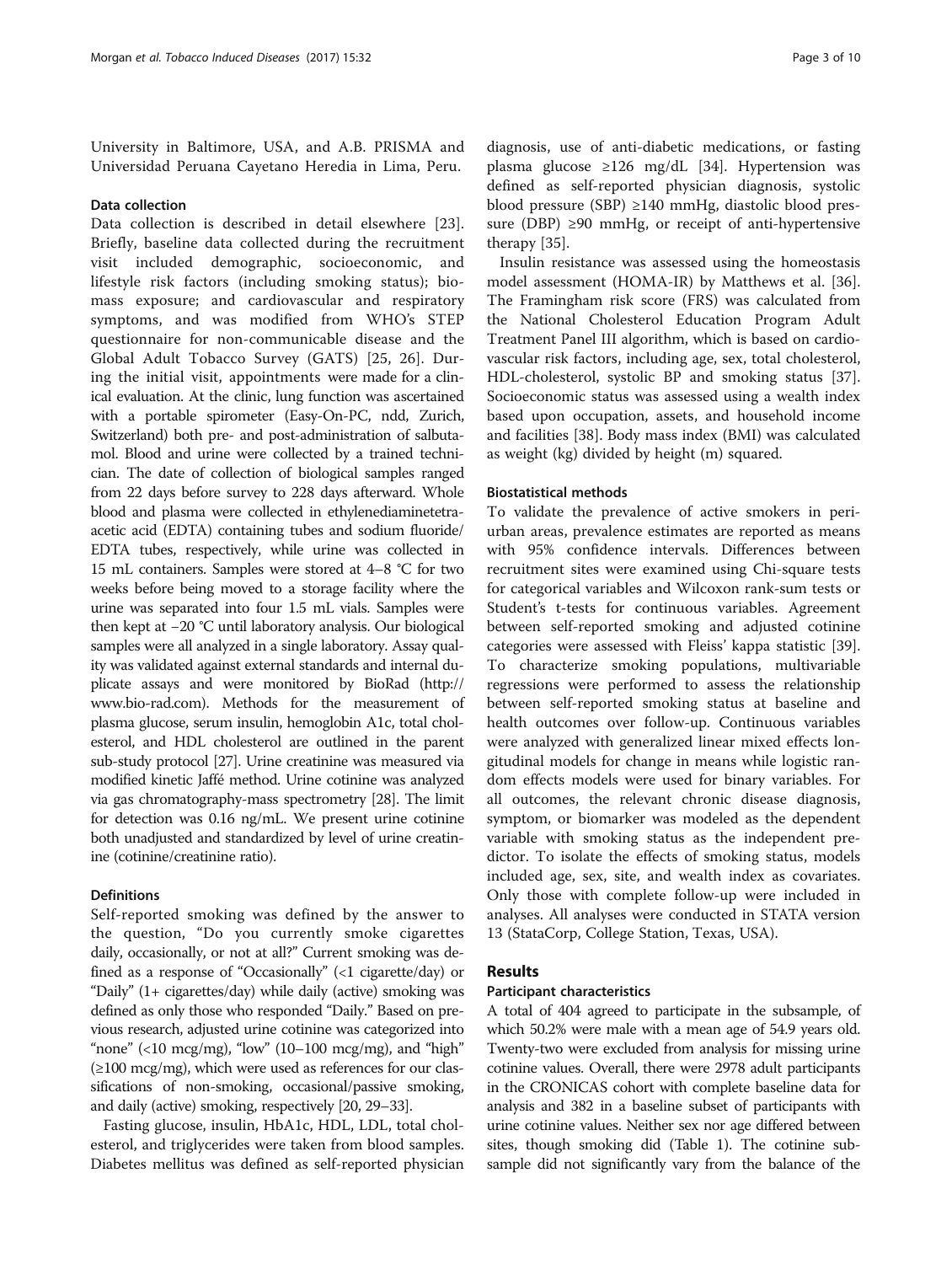University in Baltimore, USA, and A.B. PRISMA and Universidad Peruana Cayetano Heredia in Lima, Peru.

### Data collection

Data collection is described in detail elsewhere [23]. Briefly, baseline data collected during the recruitment visit included demographic, socioeconomic, and lifestyle risk factors (including smoking status); biomass exposure; and cardiovascular and respiratory symptoms, and was modified from WHO's STEP questionnaire for non-communicable disease and the Global Adult Tobacco Survey (GATS) [25, 26]. During the initial visit, appointments were made for a clinical evaluation. At the clinic, lung function was ascertained with a portable spirometer (Easy-On-PC, ndd, Zurich, Switzerland) both pre- and post-administration of salbutamol. Blood and urine were collected by a trained technician. The date of collection of biological samples ranged from 22 days before survey to 228 days afterward. Whole blood and plasma were collected in ethylenediaminetetraacetic acid (EDTA) containing tubes and sodium fluoride/EDTA tubes, respectively, while urine was collected in 15 mL containers. Samples were stored at 4–8 °C for two weeks before being moved to a storage facility where the urine was separated into four 1.5 mL vials. Samples were then kept at −20 °C until laboratory analysis. Our biological samples were all analyzed in a single laboratory. Assay quality was validated against external standards and internal duplicate assays and were monitored by BioRad (http://www.bio-rad.com). Methods for the measurement of plasma glucose, serum insulin, hemoglobin A1c, total cholesterol, and HDL cholesterol are outlined in the parent sub-study protocol [27]. Urine creatinine was measured via modified kinetic Jaffé method. Urine cotinine was analyzed via gas chromatography-mass spectrometry [28]. The limit for detection was 0.16 ng/mL. We present urine cotinine both unadjusted and standardized by level of urine creatinine (cotinine/creatinine ratio).

### Definitions

Self-reported smoking was defined by the answer to the question, "Do you currently smoke cigarettes daily, occasionally, or not at all?" Current smoking was defined as a response of "Occasionally" (<1 cigarette/day) or "Daily" (1+ cigarettes/day) while daily (active) smoking was defined as only those who responded "Daily." Based on previous research, adjusted urine cotinine was categorized into "none" (<10 mcg/mg), "low" (10–100 mcg/mg), and "high" (≥100 mcg/mg), which were used as references for our classifications of non-smoking, occasional/passive smoking, and daily (active) smoking, respectively [20, 29–33].

Fasting glucose, insulin, HbA1c, HDL, LDL, total cholesterol, and triglycerides were taken from blood samples. Diabetes mellitus was defined as self-reported physician diagnosis, use of anti-diabetic medications, or fasting plasma glucose ≥126 mg/dL [34]. Hypertension was defined as self-reported physician diagnosis, systolic blood pressure (SBP) ≥140 mmHg, diastolic blood pressure (DBP) ≥90 mmHg, or receipt of anti-hypertensive therapy [35].

Insulin resistance was assessed using the homeostasis model assessment (HOMA-IR) by Matthews et al. [36]. The Framingham risk score (FRS) was calculated from the National Cholesterol Education Program Adult Treatment Panel III algorithm, which is based on cardiovascular risk factors, including age, sex, total cholesterol, HDL-cholesterol, systolic BP and smoking status [37]. Socioeconomic status was assessed using a wealth index based upon occupation, assets, and household income and facilities [38]. Body mass index (BMI) was calculated as weight (kg) divided by height (m) squared.

### Biostatistical methods

To validate the prevalence of active smokers in peri-urban areas, prevalence estimates are reported as means with 95% confidence intervals. Differences between recruitment sites were examined using Chi-square tests for categorical variables and Wilcoxon rank-sum tests or Student's t-tests for continuous variables. Agreement between self-reported smoking and adjusted cotinine categories were assessed with Fleiss' kappa statistic [39]. To characterize smoking populations, multivariable regressions were performed to assess the relationship between self-reported smoking status at baseline and health outcomes over follow-up. Continuous variables were analyzed with generalized linear mixed effects longitudinal models for change in means while logistic random effects models were used for binary variables. For all outcomes, the relevant chronic disease diagnosis, symptom, or biomarker was modeled as the dependent variable with smoking status as the independent predictor. To isolate the effects of smoking status, models included age, sex, site, and wealth index as covariates. Only those with complete follow-up were included in analyses. All analyses were conducted in STATA version 13 (StataCorp, College Station, Texas, USA).

## Results

### Participant characteristics

A total of 404 agreed to participate in the subsample, of which 50.2% were male with a mean age of 54.9 years old. Twenty-two were excluded from analysis for missing urine cotinine values. Overall, there were 2978 adult participants in the CRONICAS cohort with complete baseline data for analysis and 382 in a baseline subset of participants with urine cotinine values. Neither sex nor age differed between sites, though smoking did (Table 1). The cotinine subsample did not significantly vary from the balance of the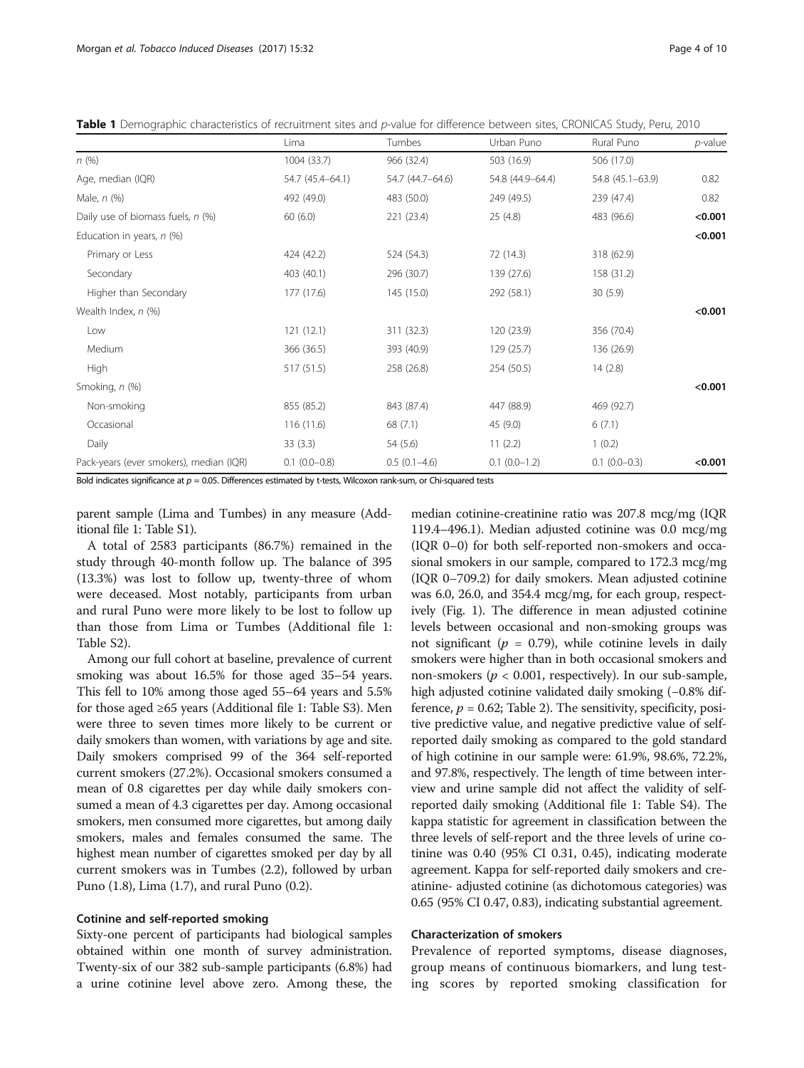**Table 1** Demographic characteristics of recruitment sites and *p*-value for difference between sites, CRONICAS Study, Peru, 2010

| | Lima | Tumbes | Urban Puno | Rural Puno | *p*-value |
|---|---|---|---|---|---|
| *n* (%) | 1004 (33.7) | 966 (32.4) | 503 (16.9) | 506 (17.0) | |
| Age, median (IQR) | 54.7 (45.4–64.1) | 54.7 (44.7–64.6) | 54.8 (44.9–64.4) | 54.8 (45.1–63.9) | 0.82 |
| Male, *n* (%) | 492 (49.0) | 483 (50.0) | 249 (49.5) | 239 (47.4) | 0.82 |
| Daily use of biomass fuels, *n* (%) | 60 (6.0) | 221 (23.4) | 25 (4.8) | 483 (96.6) | **<0.001** |
| Education in years, *n* (%) | | | | | **<0.001** |
| Primary or Less | 424 (42.2) | 524 (54.3) | 72 (14.3) | 318 (62.9) | |
| Secondary | 403 (40.1) | 296 (30.7) | 139 (27.6) | 158 (31.2) | |
| Higher than Secondary | 177 (17.6) | 145 (15.0) | 292 (58.1) | 30 (5.9) | |
| Wealth Index, *n* (%) | | | | | **<0.001** |
| Low | 121 (12.1) | 311 (32.3) | 120 (23.9) | 356 (70.4) | |
| Medium | 366 (36.5) | 393 (40.9) | 129 (25.7) | 136 (26.9) | |
| High | 517 (51.5) | 258 (26.8) | 254 (50.5) | 14 (2.8) | |
| Smoking, *n* (%) | | | | | **<0.001** |
| Non-smoking | 855 (85.2) | 843 (87.4) | 447 (88.9) | 469 (92.7) | |
| Occasional | 116 (11.6) | 68 (7.1) | 45 (9.0) | 6 (7.1) | |
| Daily | 33 (3.3) | 54 (5.6) | 11 (2.2) | 1 (0.2) | |
| Pack-years (ever smokers), median (IQR) | 0.1 (0.0–0.8) | 0.5 (0.1–4.6) | 0.1 (0.0–1.2) | 0.1 (0.0–0.3) | **<0.001** |

Bold indicates significance at $p = 0.05$. Differences estimated by t-tests, Wilcoxon rank-sum, or Chi-squared tests

parent sample (Lima and Tumbes) in any measure (Additional file 1: Table S1).

A total of 2583 participants (86.7%) remained in the study through 40-month follow up. The balance of 395 (13.3%) was lost to follow up, twenty-three of whom were deceased. Most notably, participants from urban and rural Puno were more likely to be lost to follow up than those from Lima or Tumbes (Additional file 1: Table S2).

Among our full cohort at baseline, prevalence of current smoking was about 16.5% for those aged 35–54 years. This fell to 10% among those aged 55–64 years and 5.5% for those aged ≥65 years (Additional file 1: Table S3). Men were three to seven times more likely to be current or daily smokers than women, with variations by age and site. Daily smokers comprised 99 of the 364 self-reported current smokers (27.2%). Occasional smokers consumed a mean of 0.8 cigarettes per day while daily smokers consumed a mean of 4.3 cigarettes per day. Among occasional smokers, men consumed more cigarettes, but among daily smokers, males and females consumed the same. The highest mean number of cigarettes smoked per day by all current smokers was in Tumbes (2.2), followed by urban Puno (1.8), Lima (1.7), and rural Puno (0.2).

### Cotinine and self-reported smoking

Sixty-one percent of participants had biological samples obtained within one month of survey administration. Twenty-six of our 382 sub-sample participants (6.8%) had a urine cotinine level above zero. Among these, the median cotinine-creatinine ratio was 207.8 mcg/mg (IQR 119.4–496.1). Median adjusted cotinine was 0.0 mcg/mg (IQR 0–0) for both self-reported non-smokers and occasional smokers in our sample, compared to 172.3 mcg/mg (IQR 0–709.2) for daily smokers. Mean adjusted cotinine was 6.0, 26.0, and 354.4 mcg/mg, for each group, respectively (Fig. 1). The difference in mean adjusted cotinine levels between occasional and non-smoking groups was not significant ($p = 0.79$), while cotinine levels in daily smokers were higher than in both occasional smokers and non-smokers ($p < 0.001$, respectively). In our sub-sample, high adjusted cotinine validated daily smoking (−0.8% difference, $p = 0.62$; Table 2). The sensitivity, specificity, positive predictive value, and negative predictive value of self-reported daily smoking as compared to the gold standard of high cotinine in our sample were: 61.9%, 98.6%, 72.2%, and 97.8%, respectively. The length of time between interview and urine sample did not affect the validity of self-reported daily smoking (Additional file 1: Table S4). The kappa statistic for agreement in classification between the three levels of self-report and the three levels of urine cotinine was 0.40 (95% CI 0.31, 0.45), indicating moderate agreement. Kappa for self-reported daily smokers and creatinine- adjusted cotinine (as dichotomous categories) was 0.65 (95% CI 0.47, 0.83), indicating substantial agreement.

### Characterization of smokers

Prevalence of reported symptoms, disease diagnoses, group means of continuous biomarkers, and lung testing scores by reported smoking classification for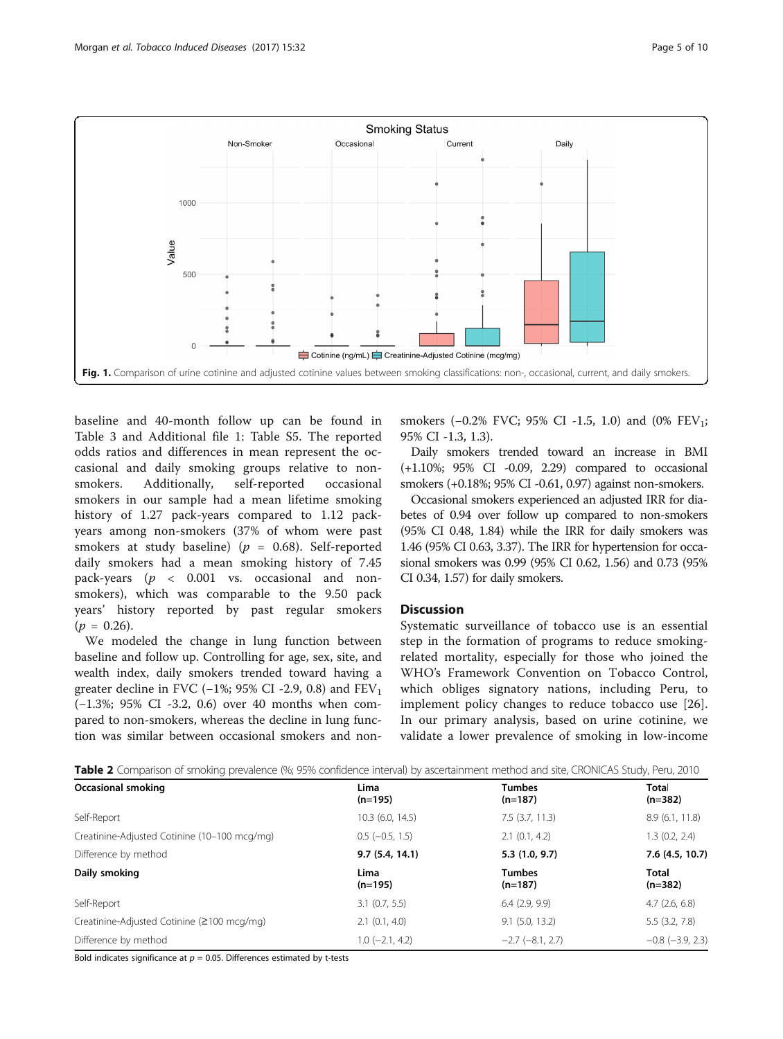**Fig. 1.** Comparison of urine cotinine and adjusted cotinine values between smoking classifications: non-, occasional, current, and daily smokers.

baseline and 40-month follow up can be found in Table 3 and Additional file 1: Table S5. The reported odds ratios and differences in mean represent the occasional and daily smoking groups relative to non-smokers. Additionally, self-reported occasional smokers in our sample had a mean lifetime smoking history of 1.27 pack-years compared to 1.12 pack-years among non-smokers (37% of whom were past smokers at study baseline) ($p$ = 0.68). Self-reported daily smokers had a mean smoking history of 7.45 pack-years ($p$ < 0.001 vs. occasional and non-smokers), which was comparable to the 9.50 pack years' history reported by past regular smokers ($p$ = 0.26).

We modeled the change in lung function between baseline and follow up. Controlling for age, sex, site, and wealth index, daily smokers trended toward having a greater decline in FVC (−1%; 95% CI -2.9, 0.8) and $FEV_1$ (−1.3%; 95% CI -3.2, 0.6) over 40 months when compared to non-smokers, whereas the decline in lung function was similar between occasional smokers and non-smokers (−0.2% FVC; 95% CI -1.5, 1.0) and (0% $FEV_1$; 95% CI -1.3, 1.3).

Daily smokers trended toward an increase in BMI (+1.10%; 95% CI -0.09, 2.29) compared to occasional smokers (+0.18%; 95% CI -0.61, 0.97) against non-smokers.

Occasional smokers experienced an adjusted IRR for diabetes of 0.94 over follow up compared to non-smokers (95% CI 0.48, 1.84) while the IRR for daily smokers was 1.46 (95% CI 0.63, 3.37). The IRR for hypertension for occasional smokers was 0.99 (95% CI 0.62, 1.56) and 0.73 (95% CI 0.34, 1.57) for daily smokers.

## Discussion

Systematic surveillance of tobacco use is an essential step in the formation of programs to reduce smoking-related mortality, especially for those who joined the WHO's Framework Convention on Tobacco Control, which obliges signatory nations, including Peru, to implement policy changes to reduce tobacco use [26]. In our primary analysis, based on urine cotinine, we validate a lower prevalence of smoking in low-income

**Table 2** Comparison of smoking prevalence (%; 95% confidence interval) by ascertainment method and site, CRONICAS Study, Peru, 2010

| **Occasional smoking** | **Lima (n=195)** | **Tumbes (n=187)** | **Total (n=382)** |
|---|---|---|---|
| Self-Report | 10.3 (6.0, 14.5) | 7.5 (3.7, 11.3) | 8.9 (6.1, 11.8) |
| Creatinine-Adjusted Cotinine (10–100 mcg/mg) | 0.5 (−0.5, 1.5) | 2.1 (0.1, 4.2) | 1.3 (0.2, 2.4) |
| Difference by method | **9.7 (5.4, 14.1)** | **5.3 (1.0, 9.7)** | **7.6 (4.5, 10.7)** |
| **Daily smoking** | **Lima (n=195)** | **Tumbes (n=187)** | **Total (n=382)** |
| Self-Report | 3.1 (0.7, 5.5) | 6.4 (2.9, 9.9) | 4.7 (2.6, 6.8) |
| Creatinine-Adjusted Cotinine (≥100 mcg/mg) | 2.1 (0.1, 4.0) | 9.1 (5.0, 13.2) | 5.5 (3.2, 7.8) |
| Difference by method | 1.0 (−2.1, 4.2) | −2.7 (−8.1, 2.7) | −0.8 (−3.9, 2.3) |

Bold indicates significance at $p$ = 0.05. Differences estimated by t-tests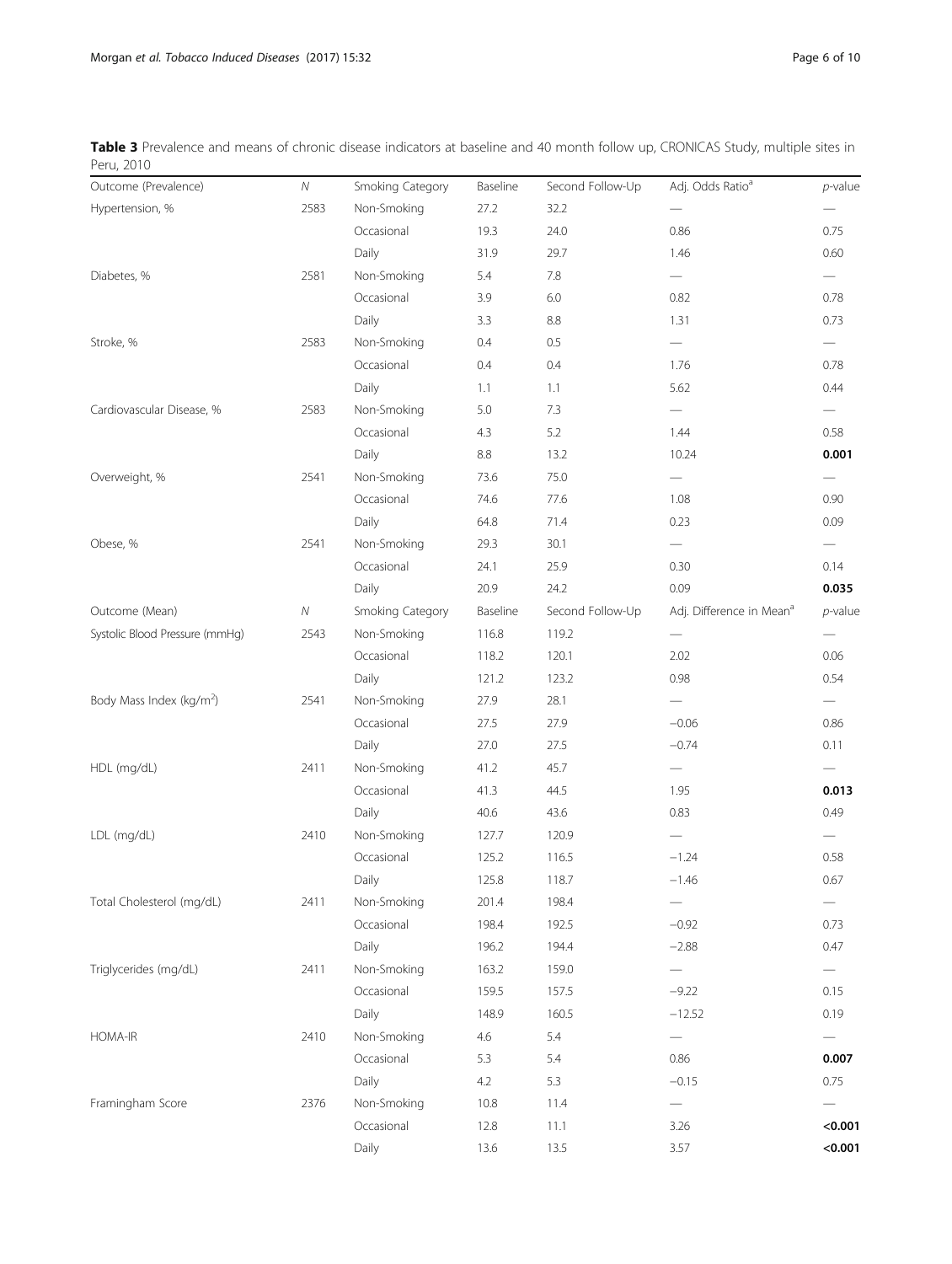**Table 3** Prevalence and means of chronic disease indicators at baseline and 40 month follow up, CRONICAS Study, multiple sites in Peru, 2010

| Outcome (Prevalence) | *N* | Smoking Category | Baseline | Second Follow-Up | Adj. Odds Ratio[a] | *p*-value |
|---|---|---|---|---|---|---|
| Hypertension, % | 2583 | Non-Smoking | 27.2 | 32.2 | — | — |
| | | Occasional | 19.3 | 24.0 | 0.86 | 0.75 |
| | | Daily | 31.9 | 29.7 | 1.46 | 0.60 |
| Diabetes, % | 2581 | Non-Smoking | 5.4 | 7.8 | — | — |
| | | Occasional | 3.9 | 6.0 | 0.82 | 0.78 |
| | | Daily | 3.3 | 8.8 | 1.31 | 0.73 |
| Stroke, % | 2583 | Non-Smoking | 0.4 | 0.5 | — | — |
| | | Occasional | 0.4 | 0.4 | 1.76 | 0.78 |
| | | Daily | 1.1 | 1.1 | 5.62 | 0.44 |
| Cardiovascular Disease, % | 2583 | Non-Smoking | 5.0 | 7.3 | — | — |
| | | Occasional | 4.3 | 5.2 | 1.44 | 0.58 |
| | | Daily | 8.8 | 13.2 | 10.24 | **0.001** |
| Overweight, % | 2541 | Non-Smoking | 73.6 | 75.0 | — | — |
| | | Occasional | 74.6 | 77.6 | 1.08 | 0.90 |
| | | Daily | 64.8 | 71.4 | 0.23 | 0.09 |
| Obese, % | 2541 | Non-Smoking | 29.3 | 30.1 | — | — |
| | | Occasional | 24.1 | 25.9 | 0.30 | 0.14 |
| | | Daily | 20.9 | 24.2 | 0.09 | **0.035** |
| **Outcome (Mean)** | ***N*** | **Smoking Category** | **Baseline** | **Second Follow-Up** | **Adj. Difference in Mean[a]** | ***p*-value** |
| Systolic Blood Pressure (mmHg) | 2543 | Non-Smoking | 116.8 | 119.2 | — | — |
| | | Occasional | 118.2 | 120.1 | 2.02 | 0.06 |
| | | Daily | 121.2 | 123.2 | 0.98 | 0.54 |
| Body Mass Index (kg/m$^2$) | 2541 | Non-Smoking | 27.9 | 28.1 | — | — |
| | | Occasional | 27.5 | 27.9 | −0.06 | 0.86 |
| | | Daily | 27.0 | 27.5 | −0.74 | 0.11 |
| HDL (mg/dL) | 2411 | Non-Smoking | 41.2 | 45.7 | — | — |
| | | Occasional | 41.3 | 44.5 | 1.95 | **0.013** |
| | | Daily | 40.6 | 43.6 | 0.83 | 0.49 |
| LDL (mg/dL) | 2410 | Non-Smoking | 127.7 | 120.9 | — | — |
| | | Occasional | 125.2 | 116.5 | −1.24 | 0.58 |
| | | Daily | 125.8 | 118.7 | −1.46 | 0.67 |
| Total Cholesterol (mg/dL) | 2411 | Non-Smoking | 201.4 | 198.4 | — | — |
| | | Occasional | 198.4 | 192.5 | −0.92 | 0.73 |
| | | Daily | 196.2 | 194.4 | −2.88 | 0.47 |
| Triglycerides (mg/dL) | 2411 | Non-Smoking | 163.2 | 159.0 | — | — |
| | | Occasional | 159.5 | 157.5 | −9.22 | 0.15 |
| | | Daily | 148.9 | 160.5 | −12.52 | 0.19 |
| HOMA-IR | 2410 | Non-Smoking | 4.6 | 5.4 | — | — |
| | | Occasional | 5.3 | 5.4 | 0.86 | **0.007** |
| | | Daily | 4.2 | 5.3 | −0.15 | 0.75 |
| Framingham Score | 2376 | Non-Smoking | 10.8 | 11.4 | — | — |
| | | Occasional | 12.8 | 11.1 | 3.26 | **<0.001** |
| | | Daily | 13.6 | 13.5 | 3.57 | **<0.001** |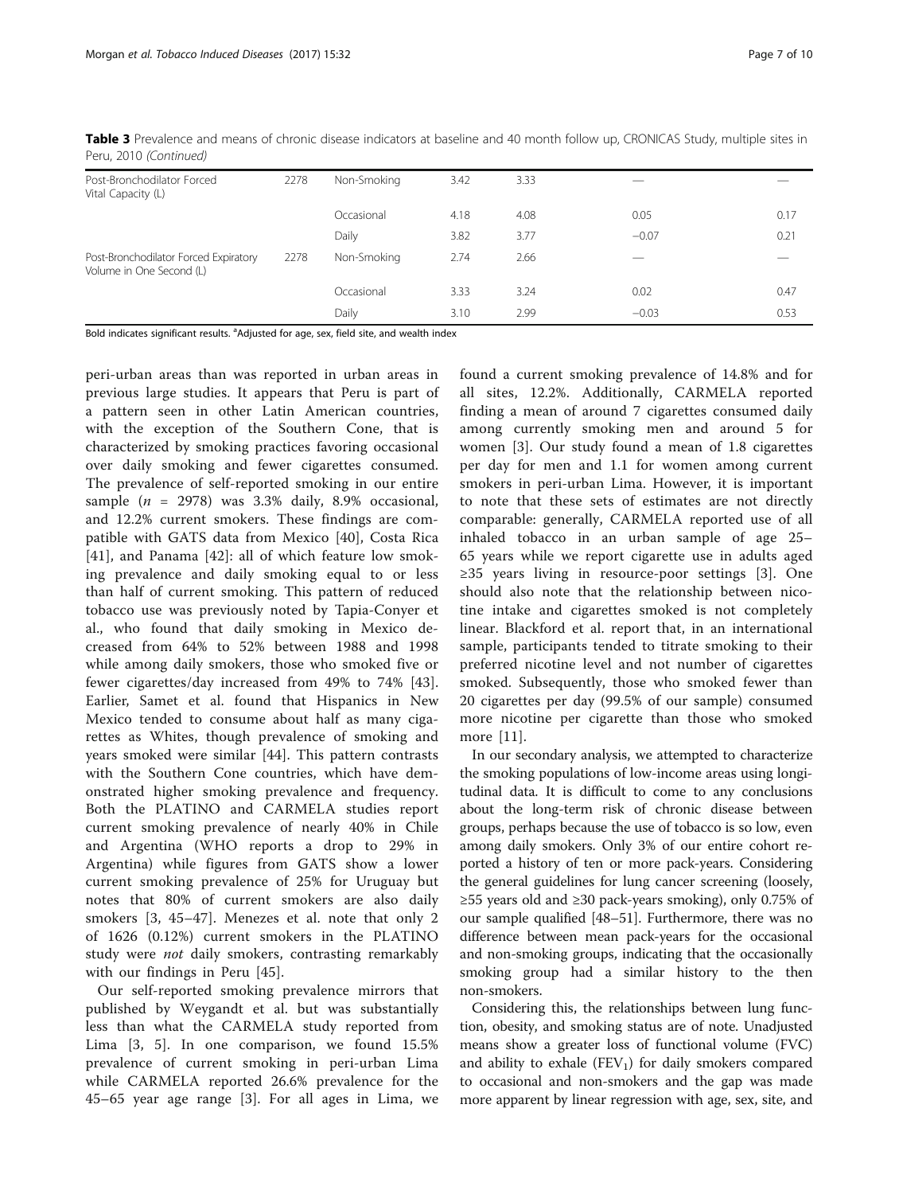**Table 3** Prevalence and means of chronic disease indicators at baseline and 40 month follow up, CRONICAS Study, multiple sites in Peru, 2010 *(Continued)*

| | | | | | | |
|---|---|---|---|---|---|---|
| Post-Bronchodilator Forced Vital Capacity (L) | 2278 | Non-Smoking | 3.42 | 3.33 | — | — |
| | | Occasional | 4.18 | 4.08 | 0.05 | 0.17 |
| | | Daily | 3.82 | 3.77 | −0.07 | 0.21 |
| Post-Bronchodilator Forced Expiratory Volume in One Second (L) | 2278 | Non-Smoking | 2.74 | 2.66 | — | — |
| | | Occasional | 3.33 | 3.24 | 0.02 | 0.47 |
| | | Daily | 3.10 | 2.99 | −0.03 | 0.53 |

Bold indicates significant results. [a]Adjusted for age, sex, field site, and wealth index

peri-urban areas than was reported in urban areas in previous large studies. It appears that Peru is part of a pattern seen in other Latin American countries, with the exception of the Southern Cone, that is characterized by smoking practices favoring occasional over daily smoking and fewer cigarettes consumed. The prevalence of self-reported smoking in our entire sample ($n$ = 2978) was 3.3% daily, 8.9% occasional, and 12.2% current smokers. These findings are compatible with GATS data from Mexico [40], Costa Rica [41], and Panama [42]: all of which feature low smoking prevalence and daily smoking equal to or less than half of current smoking. This pattern of reduced tobacco use was previously noted by Tapia-Conyer et al., who found that daily smoking in Mexico decreased from 64% to 52% between 1988 and 1998 while among daily smokers, those who smoked five or fewer cigarettes/day increased from 49% to 74% [43]. Earlier, Samet et al. found that Hispanics in New Mexico tended to consume about half as many cigarettes as Whites, though prevalence of smoking and years smoked were similar [44]. This pattern contrasts with the Southern Cone countries, which have demonstrated higher smoking prevalence and frequency. Both the PLATINO and CARMELA studies report current smoking prevalence of nearly 40% in Chile and Argentina (WHO reports a drop to 29% in Argentina) while figures from GATS show a lower current smoking prevalence of 25% for Uruguay but notes that 80% of current smokers are also daily smokers [3, 45–47]. Menezes et al. note that only 2 of 1626 (0.12%) current smokers in the PLATINO study were *not* daily smokers, contrasting remarkably with our findings in Peru [45].

Our self-reported smoking prevalence mirrors that published by Weygandt et al. but was substantially less than what the CARMELA study reported from Lima [3, 5]. In one comparison, we found 15.5% prevalence of current smoking in peri-urban Lima while CARMELA reported 26.6% prevalence for the 45–65 year age range [3]. For all ages in Lima, we found a current smoking prevalence of 14.8% and for all sites, 12.2%. Additionally, CARMELA reported finding a mean of around 7 cigarettes consumed daily among currently smoking men and around 5 for women [3]. Our study found a mean of 1.8 cigarettes per day for men and 1.1 for women among current smokers in peri-urban Lima. However, it is important to note that these sets of estimates are not directly comparable: generally, CARMELA reported use of all inhaled tobacco in an urban sample of age 25–65 years while we report cigarette use in adults aged ≥35 years living in resource-poor settings [3]. One should also note that the relationship between nicotine intake and cigarettes smoked is not completely linear. Blackford et al. report that, in an international sample, participants tended to titrate smoking to their preferred nicotine level and not number of cigarettes smoked. Subsequently, those who smoked fewer than 20 cigarettes per day (99.5% of our sample) consumed more nicotine per cigarette than those who smoked more [11].

In our secondary analysis, we attempted to characterize the smoking populations of low-income areas using longitudinal data. It is difficult to come to any conclusions about the long-term risk of chronic disease between groups, perhaps because the use of tobacco is so low, even among daily smokers. Only 3% of our entire cohort reported a history of ten or more pack-years. Considering the general guidelines for lung cancer screening (loosely, ≥55 years old and ≥30 pack-years smoking), only 0.75% of our sample qualified [48–51]. Furthermore, there was no difference between mean pack-years for the occasional and non-smoking groups, indicating that the occasionally smoking group had a similar history to the then non-smokers.

Considering this, the relationships between lung function, obesity, and smoking status are of note. Unadjusted means show a greater loss of functional volume (FVC) and ability to exhale ($FEV_1$) for daily smokers compared to occasional and non-smokers and the gap was made more apparent by linear regression with age, sex, site, and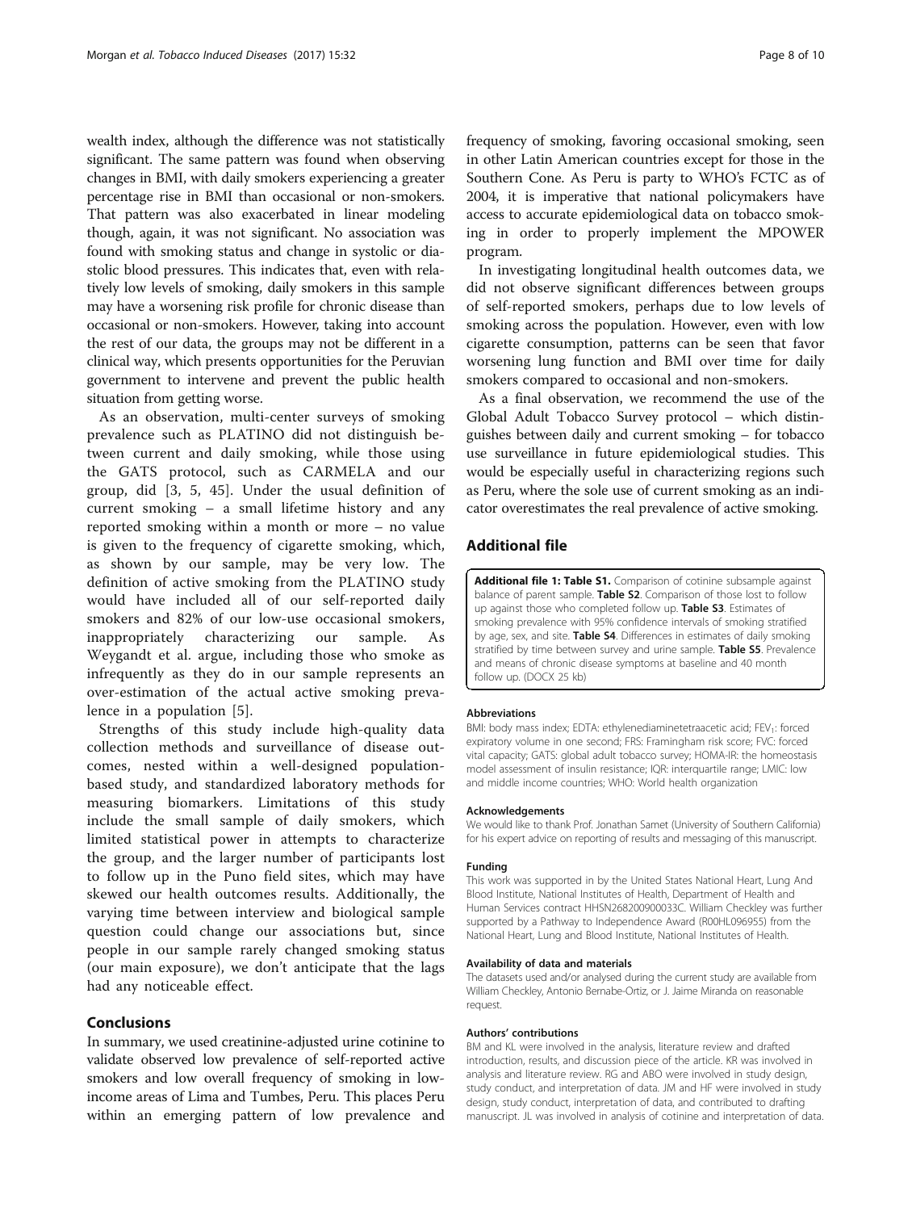wealth index, although the difference was not statistically significant. The same pattern was found when observing changes in BMI, with daily smokers experiencing a greater percentage rise in BMI than occasional or non-smokers. That pattern was also exacerbated in linear modeling though, again, it was not significant. No association was found with smoking status and change in systolic or diastolic blood pressures. This indicates that, even with relatively low levels of smoking, daily smokers in this sample may have a worsening risk profile for chronic disease than occasional or non-smokers. However, taking into account the rest of our data, the groups may not be different in a clinical way, which presents opportunities for the Peruvian government to intervene and prevent the public health situation from getting worse.

As an observation, multi-center surveys of smoking prevalence such as PLATINO did not distinguish between current and daily smoking, while those using the GATS protocol, such as CARMELA and our group, did [3, 5, 45]. Under the usual definition of current smoking – a small lifetime history and any reported smoking within a month or more – no value is given to the frequency of cigarette smoking, which, as shown by our sample, may be very low. The definition of active smoking from the PLATINO study would have included all of our self-reported daily smokers and 82% of our low-use occasional smokers, inappropriately characterizing our sample. As Weygandt et al. argue, including those who smoke as infrequently as they do in our sample represents an over-estimation of the actual active smoking prevalence in a population [5].

Strengths of this study include high-quality data collection methods and surveillance of disease outcomes, nested within a well-designed population-based study, and standardized laboratory methods for measuring biomarkers. Limitations of this study include the small sample of daily smokers, which limited statistical power in attempts to characterize the group, and the larger number of participants lost to follow up in the Puno field sites, which may have skewed our health outcomes results. Additionally, the varying time between interview and biological sample question could change our associations but, since people in our sample rarely changed smoking status (our main exposure), we don't anticipate that the lags had any noticeable effect.

## Conclusions

In summary, we used creatinine-adjusted urine cotinine to validate observed low prevalence of self-reported active smokers and low overall frequency of smoking in low-income areas of Lima and Tumbes, Peru. This places Peru within an emerging pattern of low prevalence and frequency of smoking, favoring occasional smoking, seen in other Latin American countries except for those in the Southern Cone. As Peru is party to WHO's FCTC as of 2004, it is imperative that national policymakers have access to accurate epidemiological data on tobacco smoking in order to properly implement the MPOWER program.

In investigating longitudinal health outcomes data, we did not observe significant differences between groups of self-reported smokers, perhaps due to low levels of smoking across the population. However, even with low cigarette consumption, patterns can be seen that favor worsening lung function and BMI over time for daily smokers compared to occasional and non-smokers.

As a final observation, we recommend the use of the Global Adult Tobacco Survey protocol – which distinguishes between daily and current smoking – for tobacco use surveillance in future epidemiological studies. This would be especially useful in characterizing regions such as Peru, where the sole use of current smoking as an indicator overestimates the real prevalence of active smoking.

## Additional file

**Additional file 1: Table S1.** Comparison of cotinine subsample against balance of parent sample. **Table S2**. Comparison of those lost to follow up against those who completed follow up. **Table S3**. Estimates of smoking prevalence with 95% confidence intervals of smoking stratified by age, sex, and site. **Table S4**. Differences in estimates of daily smoking stratified by time between survey and urine sample. **Table S5**. Prevalence and means of chronic disease symptoms at baseline and 40 month follow up. (DOCX 25 kb)

#### Abbreviations

BMI: body mass index; EDTA: ethylenediaminetetraacetic acid; $FEV_1$: forced expiratory volume in one second; FRS: Framingham risk score; FVC: forced vital capacity; GATS: global adult tobacco survey; HOMA-IR: the homeostasis model assessment of insulin resistance; IQR: interquartile range; LMIC: low and middle income countries; WHO: World health organization

#### Acknowledgements

We would like to thank Prof. Jonathan Samet (University of Southern California) for his expert advice on reporting of results and messaging of this manuscript.

#### Funding

This work was supported in by the United States National Heart, Lung And Blood Institute, National Institutes of Health, Department of Health and Human Services contract HHSN268200900033C. William Checkley was further supported by a Pathway to Independence Award (R00HL096955) from the National Heart, Lung and Blood Institute, National Institutes of Health.

#### Availability of data and materials

The datasets used and/or analysed during the current study are available from William Checkley, Antonio Bernabe-Ortiz, or J. Jaime Miranda on reasonable request.

#### Authors' contributions

BM and KL were involved in the analysis, literature review and drafted introduction, results, and discussion piece of the article. KR was involved in analysis and literature review. RG and ABO were involved in study design, study conduct, and interpretation of data. JM and HF were involved in study design, study conduct, interpretation of data, and contributed to drafting manuscript. JL was involved in analysis of cotinine and interpretation of data.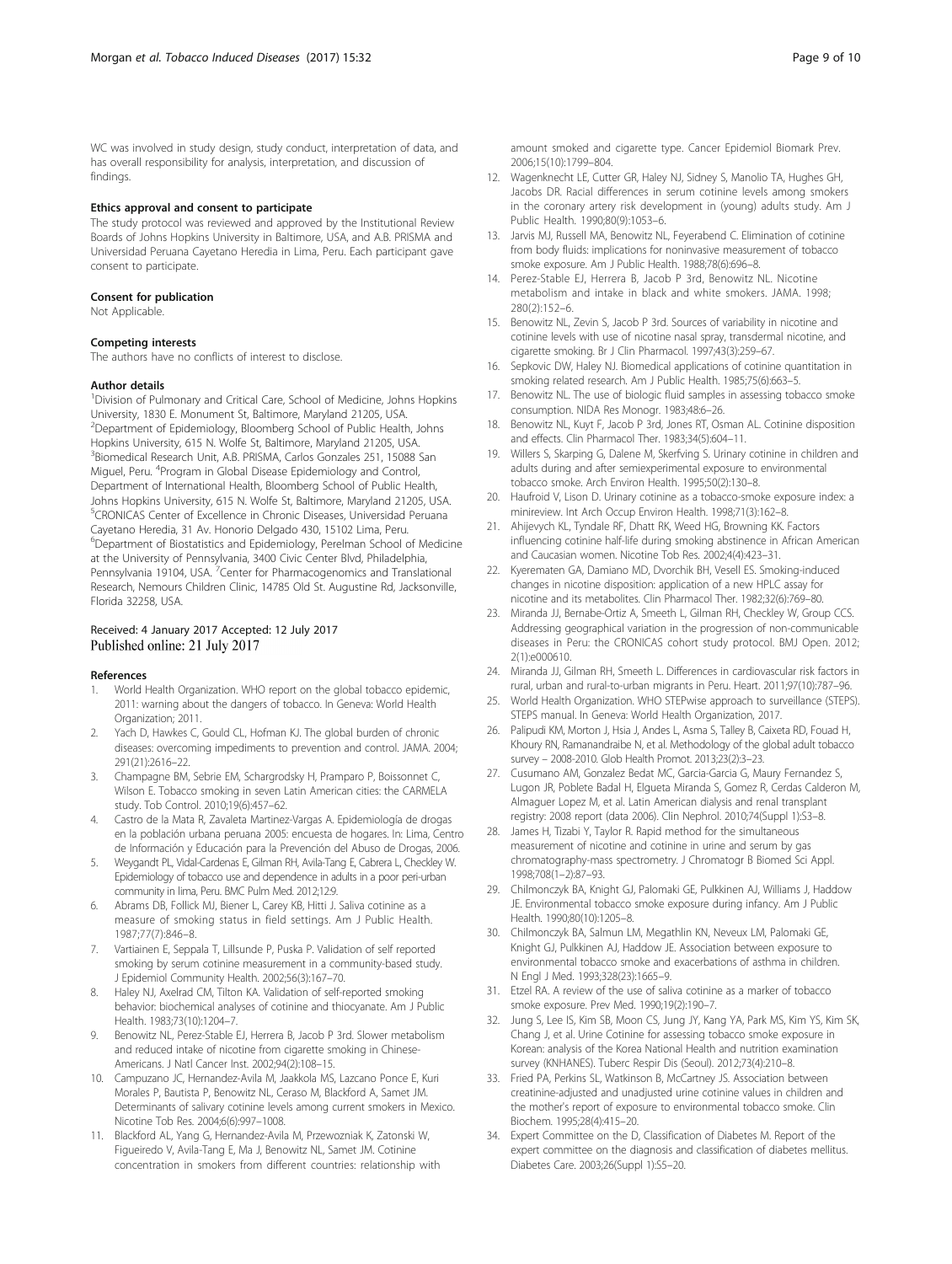WC was involved in study design, study conduct, interpretation of data, and has overall responsibility for analysis, interpretation, and discussion of findings.

#### Ethics approval and consent to participate

The study protocol was reviewed and approved by the Institutional Review Boards of Johns Hopkins University in Baltimore, USA, and A.B. PRISMA and Universidad Peruana Cayetano Heredia in Lima, Peru. Each participant gave consent to participate.

#### Consent for publication

Not Applicable.

#### Competing interests

The authors have no conflicts of interest to disclose.

#### Author details

[1]Division of Pulmonary and Critical Care, School of Medicine, Johns Hopkins University, 1830 E. Monument St, Baltimore, Maryland 21205, USA. [2]Department of Epidemiology, Bloomberg School of Public Health, Johns Hopkins University, 615 N. Wolfe St, Baltimore, Maryland 21205, USA. [3]Biomedical Research Unit, A.B. PRISMA, Carlos Gonzales 251, 15088 San Miguel, Peru. [4]Program in Global Disease Epidemiology and Control, Department of International Health, Bloomberg School of Public Health, Johns Hopkins University, 615 N. Wolfe St, Baltimore, Maryland 21205, USA. [5]CRONICAS Center of Excellence in Chronic Diseases, Universidad Peruana Cayetano Heredia, 31 Av. Honorio Delgado 430, 15102 Lima, Peru. [6]Department of Biostatistics and Epidemiology, Perelman School of Medicine at the University of Pennsylvania, 3400 Civic Center Blvd, Philadelphia, Pennsylvania 19104, USA. [7]Center for Pharmacogenomics and Translational Research, Nemours Children Clinic, 14785 Old St. Augustine Rd, Jacksonville, Florida 32258, USA.

Received: 4 January 2017 Accepted: 12 July 2017
Published online: 21 July 2017

#### References

1. World Health Organization. WHO report on the global tobacco epidemic, 2011: warning about the dangers of tobacco. In Geneva: World Health Organization; 2011.
2. Yach D, Hawkes C, Gould CL, Hofman KJ. The global burden of chronic diseases: overcoming impediments to prevention and control. JAMA. 2004; 291(21):2616–22.
3. Champagne BM, Sebrie EM, Schargrodsky H, Pramparo P, Boissonnet C, Wilson E. Tobacco smoking in seven Latin American cities: the CARMELA study. Tob Control. 2010;19(6):457–62.
4. Castro de la Mata R, Zavaleta Martinez-Vargas A. Epidemiología de drogas en la población urbana peruana 2005: encuesta de hogares. In: Lima, Centro de Información y Educación para la Prevención del Abuso de Drogas, 2006.
5. Weygandt PL, Vidal-Cardenas E, Gilman RH, Avila-Tang E, Cabrera L, Checkley W. Epidemiology of tobacco use and dependence in adults in a poor peri-urban community in lima, Peru. BMC Pulm Med. 2012;12:9.
6. Abrams DB, Follick MJ, Biener L, Carey KB, Hitti J. Saliva cotinine as a measure of smoking status in field settings. Am J Public Health. 1987;77(7):846–8.
7. Vartiainen E, Seppala T, Lillsunde P, Puska P. Validation of self reported smoking by serum cotinine measurement in a community-based study. J Epidemiol Community Health. 2002;56(3):167–70.
8. Haley NJ, Axelrad CM, Tilton KA. Validation of self-reported smoking behavior: biochemical analyses of cotinine and thiocyanate. Am J Public Health. 1983;73(10):1204–7.
9. Benowitz NL, Perez-Stable EJ, Herrera B, Jacob P 3rd. Slower metabolism and reduced intake of nicotine from cigarette smoking in Chinese-Americans. J Natl Cancer Inst. 2002;94(2):108–15.
10. Campuzano JC, Hernandez-Avila M, Jaakkola MS, Lazcano Ponce E, Kuri Morales P, Bautista P, Benowitz NL, Ceraso M, Blackford A, Samet JM. Determinants of salivary cotinine levels among current smokers in Mexico. Nicotine Tob Res. 2004;6(6):997–1008.
11. Blackford AL, Yang G, Hernandez-Avila M, Przewozniak K, Zatonski W, Figueiredo V, Avila-Tang E, Ma J, Benowitz NL, Samet JM. Cotinine concentration in smokers from different countries: relationship with amount smoked and cigarette type. Cancer Epidemiol Biomark Prev. 2006;15(10):1799–804.
12. Wagenknecht LE, Cutter GR, Haley NJ, Sidney S, Manolio TA, Hughes GH, Jacobs DR. Racial differences in serum cotinine levels among smokers in the coronary artery risk development in (young) adults study. Am J Public Health. 1990;80(9):1053–6.
13. Jarvis MJ, Russell MA, Benowitz NL, Feyerabend C. Elimination of cotinine from body fluids: implications for noninvasive measurement of tobacco smoke exposure. Am J Public Health. 1988;78(6):696–8.
14. Perez-Stable EJ, Herrera B, Jacob P 3rd, Benowitz NL. Nicotine metabolism and intake in black and white smokers. JAMA. 1998; 280(2):152–6.
15. Benowitz NL, Zevin S, Jacob P 3rd. Sources of variability in nicotine and cotinine levels with use of nicotine nasal spray, transdermal nicotine, and cigarette smoking. Br J Clin Pharmacol. 1997;43(3):259–67.
16. Sepkovic DW, Haley NJ. Biomedical applications of cotinine quantitation in smoking related research. Am J Public Health. 1985;75(6):663–5.
17. Benowitz NL. The use of biologic fluid samples in assessing tobacco smoke consumption. NIDA Res Monogr. 1983;48:6–26.
18. Benowitz NL, Kuyt F, Jacob P 3rd, Jones RT, Osman AL. Cotinine disposition and effects. Clin Pharmacol Ther. 1983;34(5):604–11.
19. Willers S, Skarping G, Dalene M, Skerfving S. Urinary cotinine in children and adults during and after semiexperimental exposure to environmental tobacco smoke. Arch Environ Health. 1995;50(2):130–8.
20. Haufroid V, Lison D. Urinary cotinine as a tobacco-smoke exposure index: a minireview. Int Arch Occup Environ Health. 1998;71(3):162–8.
21. Ahijevych KL, Tyndale RF, Dhatt RK, Weed HG, Browning KK. Factors influencing cotinine half-life during smoking abstinence in African American and Caucasian women. Nicotine Tob Res. 2002;4(4):423–31.
22. Kyerematen GA, Damiano MD, Dvorchik BH, Vesell ES. Smoking-induced changes in nicotine disposition: application of a new HPLC assay for nicotine and its metabolites. Clin Pharmacol Ther. 1982;32(6):769–80.
23. Miranda JJ, Bernabe-Ortiz A, Smeeth L, Gilman RH, Checkley W, Group CCS. Addressing geographical variation in the progression of non-communicable diseases in Peru: the CRONICAS cohort study protocol. BMJ Open. 2012; 2(1):e000610.
24. Miranda JJ, Gilman RH, Smeeth L. Differences in cardiovascular risk factors in rural, urban and rural-to-urban migrants in Peru. Heart. 2011;97(10):787–96.
25. World Health Organization. WHO STEPwise approach to surveillance (STEPS). STEPS manual. In Geneva: World Health Organization, 2017.
26. Palipudi KM, Morton J, Hsia J, Andes L, Asma S, Talley B, Caixeta RD, Fouad H, Khoury RN, Ramanandraibe N, et al. Methodology of the global adult tobacco survey – 2008-2010. Glob Health Promot. 2013;23(2):3–23.
27. Cusumano AM, Gonzalez Bedat MC, Garcia-Garcia G, Maury Fernandez S, Lugon JR, Poblete Badal H, Elgueta Miranda S, Gomez R, Cerdas Calderon M, Almaguer Lopez M, et al. Latin American dialysis and renal transplant registry: 2008 report (data 2006). Clin Nephrol. 2010;74(Suppl 1):S3–8.
28. James H, Tizabi Y, Taylor R. Rapid method for the simultaneous measurement of nicotine and cotinine in urine and serum by gas chromatography-mass spectrometry. J Chromatogr B Biomed Sci Appl. 1998;708(1–2):87–93.
29. Chilmonczyk BA, Knight GJ, Palomaki GE, Pulkkinen AJ, Williams J, Haddow JE. Environmental tobacco smoke exposure during infancy. Am J Public Health. 1990;80(10):1205–8.
30. Chilmonczyk BA, Salmun LM, Megathlin KN, Neveux LM, Palomaki GE, Knight GJ, Pulkkinen AJ, Haddow JE. Association between exposure to environmental tobacco smoke and exacerbations of asthma in children. N Engl J Med. 1993;328(23):1665–9.
31. Etzel RA. A review of the use of saliva cotinine as a marker of tobacco smoke exposure. Prev Med. 1990;19(2):190–7.
32. Jung S, Lee IS, Kim SB, Moon CS, Jung JY, Kang YA, Park MS, Kim YS, Kim SK, Chang J, et al. Urine Cotinine for assessing tobacco smoke exposure in Korean: analysis of the Korea National Health and nutrition examination survey (KNHANES). Tuberc Respir Dis (Seoul). 2012;73(4):210–8.
33. Fried PA, Perkins SL, Watkinson B, McCartney JS. Association between creatinine-adjusted and unadjusted urine cotinine values in children and the mother's report of exposure to environmental tobacco smoke. Clin Biochem. 1995;28(4):415–20.
34. Expert Committee on the D, Classification of Diabetes M. Report of the expert committee on the diagnosis and classification of diabetes mellitus. Diabetes Care. 2003;26(Suppl 1):S5–20.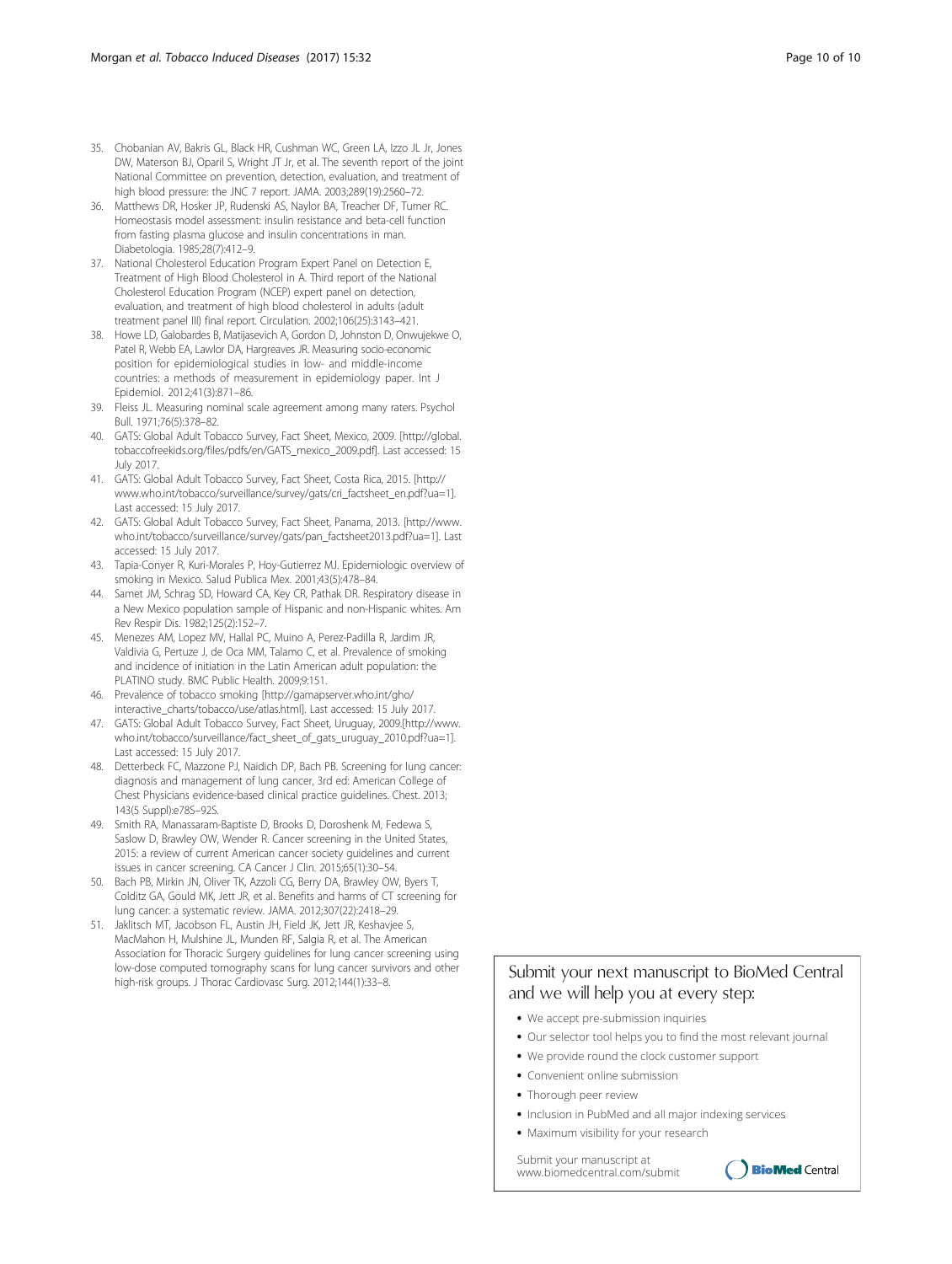35. Chobanian AV, Bakris GL, Black HR, Cushman WC, Green LA, Izzo JL Jr, Jones DW, Materson BJ, Oparil S, Wright JT Jr, et al. The seventh report of the joint National Committee on prevention, detection, evaluation, and treatment of high blood pressure: the JNC 7 report. JAMA. 2003;289(19):2560–72.
36. Matthews DR, Hosker JP, Rudenski AS, Naylor BA, Treacher DF, Turner RC. Homeostasis model assessment: insulin resistance and beta-cell function from fasting plasma glucose and insulin concentrations in man. Diabetologia. 1985;28(7):412–9.
37. National Cholesterol Education Program Expert Panel on Detection E, Treatment of High Blood Cholesterol in A. Third report of the National Cholesterol Education Program (NCEP) expert panel on detection, evaluation, and treatment of high blood cholesterol in adults (adult treatment panel III) final report. Circulation. 2002;106(25):3143–421.
38. Howe LD, Galobardes B, Matijasevich A, Gordon D, Johnston D, Onwujekwe O, Patel R, Webb EA, Lawlor DA, Hargreaves JR. Measuring socio-economic position for epidemiological studies in low- and middle-income countries: a methods of measurement in epidemiology paper. Int J Epidemiol. 2012;41(3):871–86.
39. Fleiss JL. Measuring nominal scale agreement among many raters. Psychol Bull. 1971;76(5):378–82.
40. GATS: Global Adult Tobacco Survey, Fact Sheet, Mexico, 2009. [http://global.tobaccofreekids.org/files/pdfs/en/GATS_mexico_2009.pdf]. Last accessed: 15 July 2017.
41. GATS: Global Adult Tobacco Survey, Fact Sheet, Costa Rica, 2015. [http://www.who.int/tobacco/surveillance/survey/gats/cri_factsheet_en.pdf?ua=1]. Last accessed: 15 July 2017.
42. GATS: Global Adult Tobacco Survey, Fact Sheet, Panama, 2013. [http://www.who.int/tobacco/surveillance/survey/gats/pan_factsheet2013.pdf?ua=1]. Last accessed: 15 July 2017.
43. Tapia-Conyer R, Kuri-Morales P, Hoy-Gutierrez MJ. Epidemiologic overview of smoking in Mexico. Salud Publica Mex. 2001;43(5):478–84.
44. Samet JM, Schrag SD, Howard CA, Key CR, Pathak DR. Respiratory disease in a New Mexico population sample of Hispanic and non-Hispanic whites. Am Rev Respir Dis. 1982;125(2):152–7.
45. Menezes AM, Lopez MV, Hallal PC, Muino A, Perez-Padilla R, Jardim JR, Valdivia G, Pertuze J, de Oca MM, Talamo C, et al. Prevalence of smoking and incidence of initiation in the Latin American adult population: the PLATINO study. BMC Public Health. 2009;9:151.
46. Prevalence of tobacco smoking [http://gamapserver.who.int/gho/interactive_charts/tobacco/use/atlas.html]. Last accessed: 15 July 2017.
47. GATS: Global Adult Tobacco Survey, Fact Sheet, Uruguay, 2009.[http://www.who.int/tobacco/surveillance/fact_sheet_of_gats_uruguay_2010.pdf?ua=1]. Last accessed: 15 July 2017.
48. Detterbeck FC, Mazzone PJ, Naidich DP, Bach PB. Screening for lung cancer: diagnosis and management of lung cancer, 3rd ed: American College of Chest Physicians evidence-based clinical practice guidelines. Chest. 2013; 143(5 Suppl):e78S–92S.
49. Smith RA, Manassaram-Baptiste D, Brooks D, Doroshenk M, Fedewa S, Saslow D, Brawley OW, Wender R. Cancer screening in the United States, 2015: a review of current American cancer society guidelines and current issues in cancer screening. CA Cancer J Clin. 2015;65(1):30–54.
50. Bach PB, Mirkin JN, Oliver TK, Azzoli CG, Berry DA, Brawley OW, Byers T, Colditz GA, Gould MK, Jett JR, et al. Benefits and harms of CT screening for lung cancer: a systematic review. JAMA. 2012;307(22):2418–29.
51. Jaklitsch MT, Jacobson FL, Austin JH, Field JK, Jett JR, Keshavjee S, MacMahon H, Mulshine JL, Munden RF, Salgia R, et al. The American Association for Thoracic Surgery guidelines for lung cancer screening using low-dose computed tomography scans for lung cancer survivors and other high-risk groups. J Thorac Cardiovasc Surg. 2012;144(1):33–8.

Submit your next manuscript to BioMed Central and we will help you at every step:

- We accept pre-submission inquiries
- Our selector tool helps you to find the most relevant journal
- We provide round the clock customer support
- Convenient online submission
- Thorough peer review
- Inclusion in PubMed and all major indexing services
- Maximum visibility for your research

Submit your manuscript at www.biomedcentral.com/submit

BioMed Central